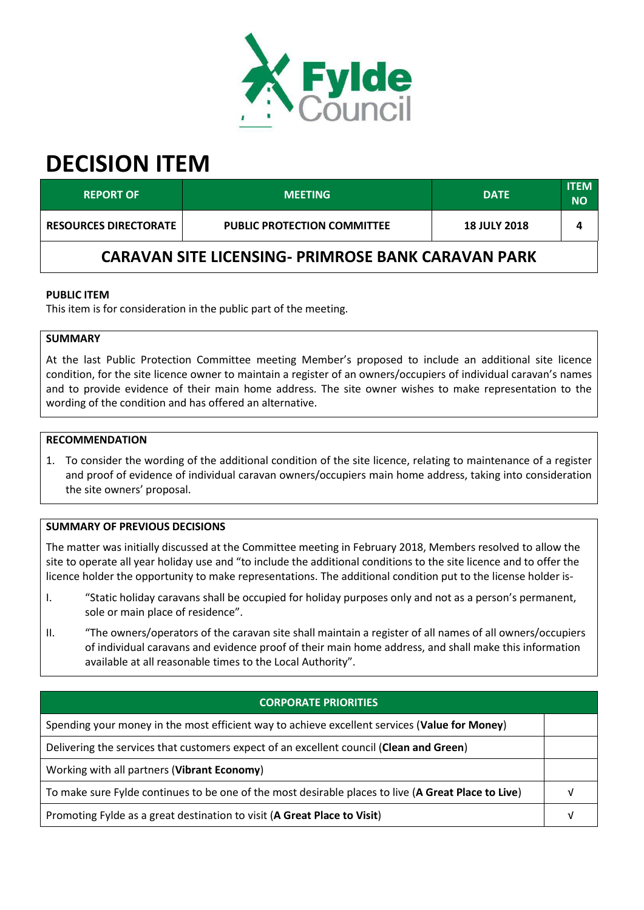# DECISION ITEM

| REPORT OF | MEETING | DATE | ITEM NO |
|---|---|---|---|
| RESOURCES DIRECTORATE | PUBLIC PROTECTION COMMITTEE | 18 JULY 2018 | 4 |

## CARAVAN SITE LICENSING- PRIMROSE BANK CARAVAN PARK

**PUBLIC ITEM**

This item is for consideration in the public part of the meeting.

**SUMMARY**

At the last Public Protection Committee meeting Member's proposed to include an additional site licence condition, for the site licence owner to maintain a register of an owners/occupiers of individual caravan's names and to provide evidence of their main home address. The site owner wishes to make representation to the wording of the condition and has offered an alternative.

**RECOMMENDATION**

1. To consider the wording of the additional condition of the site licence, relating to maintenance of a register and proof of evidence of individual caravan owners/occupiers main home address, taking into consideration the site owners' proposal.

**SUMMARY OF PREVIOUS DECISIONS**

The matter was initially discussed at the Committee meeting in February 2018, Members resolved to allow the site to operate all year holiday use and "to include the additional conditions to the site licence and to offer the licence holder the opportunity to make representations. The additional condition put to the license holder is-

I. "Static holiday caravans shall be occupied for holiday purposes only and not as a person's permanent, sole or main place of residence".

II. "The owners/operators of the caravan site shall maintain a register of all names of all owners/occupiers of individual caravans and evidence proof of their main home address, and shall make this information available at all reasonable times to the Local Authority".

| CORPORATE PRIORITIES | |
|---|---|
| Spending your money in the most efficient way to achieve excellent services (**Value for Money**) | |
| Delivering the services that customers expect of an excellent council (**Clean and Green**) | |
| Working with all partners (**Vibrant Economy**) | |
| To make sure Fylde continues to be one of the most desirable places to live (**A Great Place to Live**) | √ |
| Promoting Fylde as a great destination to visit (**A Great Place to Visit**) | √ |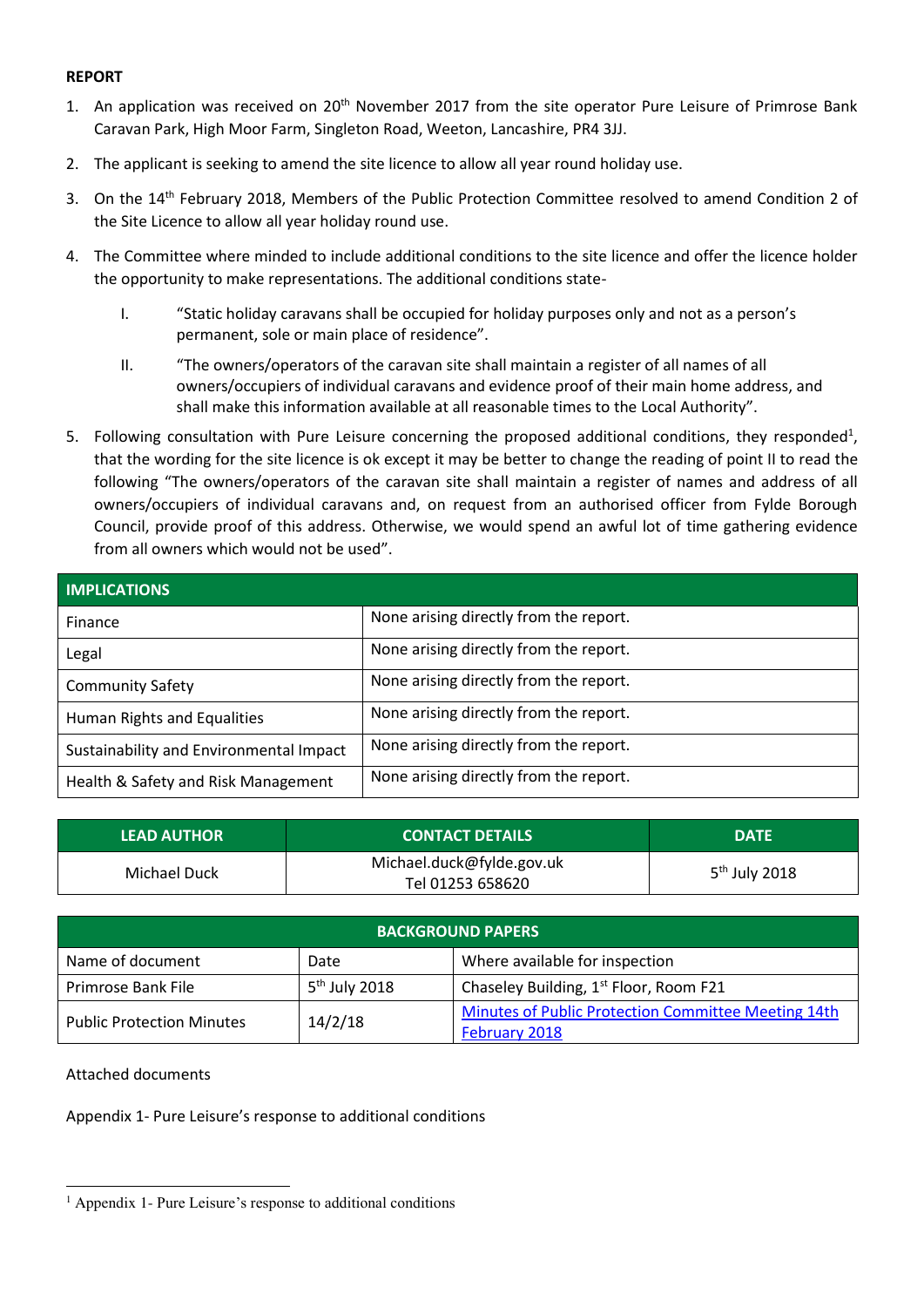**REPORT**

1. An application was received on 20th November 2017 from the site operator Pure Leisure of Primrose Bank Caravan Park, High Moor Farm, Singleton Road, Weeton, Lancashire, PR4 3JJ.

2. The applicant is seeking to amend the site licence to allow all year round holiday use.

3. On the 14th February 2018, Members of the Public Protection Committee resolved to amend Condition 2 of the Site Licence to allow all year holiday round use.

4. The Committee where minded to include additional conditions to the site licence and offer the licence holder the opportunity to make representations. The additional conditions state-

   I. "Static holiday caravans shall be occupied for holiday purposes only and not as a person's permanent, sole or main place of residence".

   II. "The owners/operators of the caravan site shall maintain a register of all names of all owners/occupiers of individual caravans and evidence proof of their main home address, and shall make this information available at all reasonable times to the Local Authority".

5. Following consultation with Pure Leisure concerning the proposed additional conditions, they responded[1], that the wording for the site licence is ok except it may be better to change the reading of point II to read the following "The owners/operators of the caravan site shall maintain a register of names and address of all owners/occupiers of individual caravans and, on request from an authorised officer from Fylde Borough Council, provide proof of this address. Otherwise, we would spend an awful lot of time gathering evidence from all owners which would not be used".

| IMPLICATIONS | |
|---|---|
| Finance | None arising directly from the report. |
| Legal | None arising directly from the report. |
| Community Safety | None arising directly from the report. |
| Human Rights and Equalities | None arising directly from the report. |
| Sustainability and Environmental Impact | None arising directly from the report. |
| Health & Safety and Risk Management | None arising directly from the report. |

| LEAD AUTHOR | CONTACT DETAILS | DATE |
|---|---|---|
| Michael Duck | Michael.duck@fylde.gov.uk Tel 01253 658620 | 5th July 2018 |

| BACKGROUND PAPERS | | |
|---|---|---|
| Name of document | Date | Where available for inspection |
| Primrose Bank File | 5th July 2018 | Chaseley Building, 1st Floor, Room F21 |
| Public Protection Minutes | 14/2/18 | Minutes of Public Protection Committee Meeting 14th February 2018 |

Attached documents

Appendix 1- Pure Leisure's response to additional conditions

[1] Appendix 1- Pure Leisure's response to additional conditions